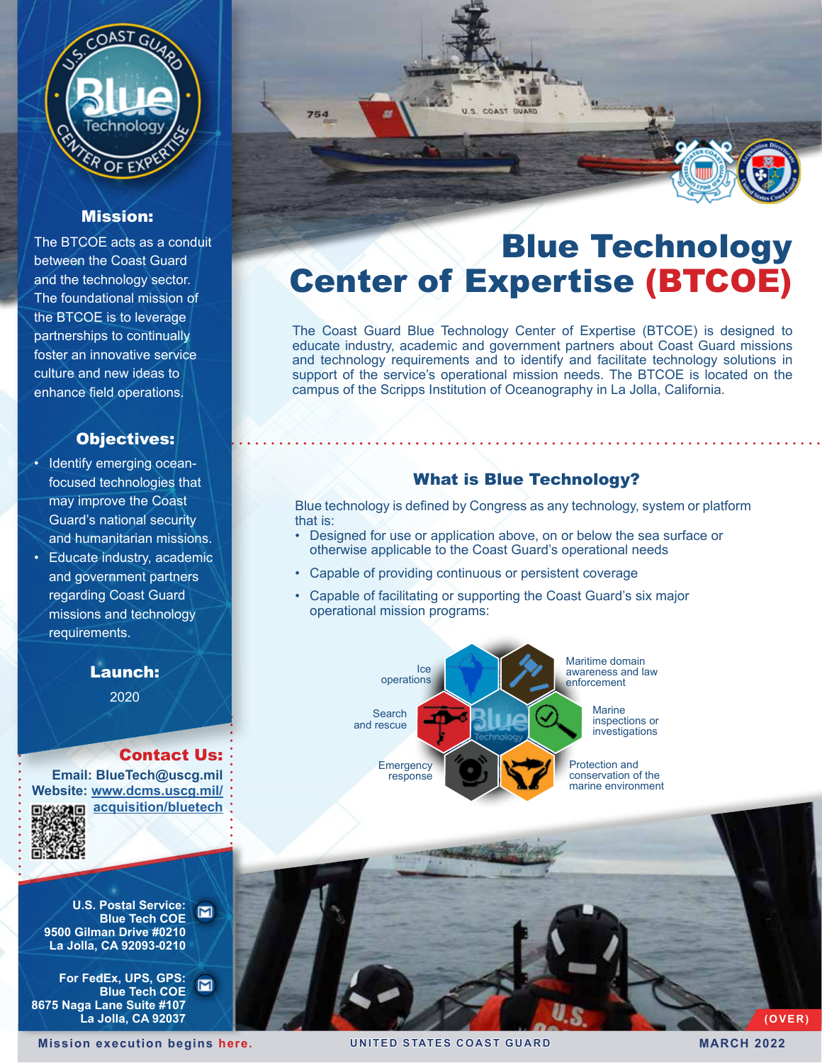# Blue Technology Center of Expertise (BTCOE)

The Coast Guard Blue Technology Center of Expertise (BTCOE) is designed to educate industry, academic and government partners about Coast Guard missions and technology requirements and to identify and facilitate technology solutions in support of the service's operational mission needs. The BTCOE is located on the campus of the Scripps Institution of Oceanography in La Jolla, California.

## Mission:

The BTCOE acts as a conduit between the Coast Guard and the technology sector. The foundational mission of the BTCOE is to leverage partnerships to continually foster an innovative service culture and new ideas to enhance field operations.

## Objectives:

- Identify emerging ocean-focused technologies that may improve the Coast Guard's national security and humanitarian missions.
- Educate industry, academic and government partners regarding Coast Guard missions and technology requirements.

## Launch:

2020

## What is Blue Technology?

Blue technology is defined by Congress as any technology, system or platform that is:

- Designed for use or application above, on or below the sea surface or otherwise applicable to the Coast Guard's operational needs
- Capable of providing continuous or persistent coverage
- Capable of facilitating or supporting the Coast Guard's six major operational mission programs:

- Ice operations
- Maritime domain awareness and law enforcement
- Search and rescue
- Marine inspections or investigations
- Emergency response
- Protection and conservation of the marine environment

## Contact Us:

**Email: BlueTech@uscg.mil**

**Website: www.dcms.uscg.mil/acquisition/bluetech**

**U.S. Postal Service:**
**Blue Tech COE**
**9500 Gilman Drive #0210**
**La Jolla, CA 92093-0210**

**For FedEx, UPS, GPS:**
**Blue Tech COE**
**8675 Naga Lane Suite #107**
**La Jolla, CA 92037**

(OVER)

Mission execution begins here. UNITED STATES COAST GUARD MARCH 2022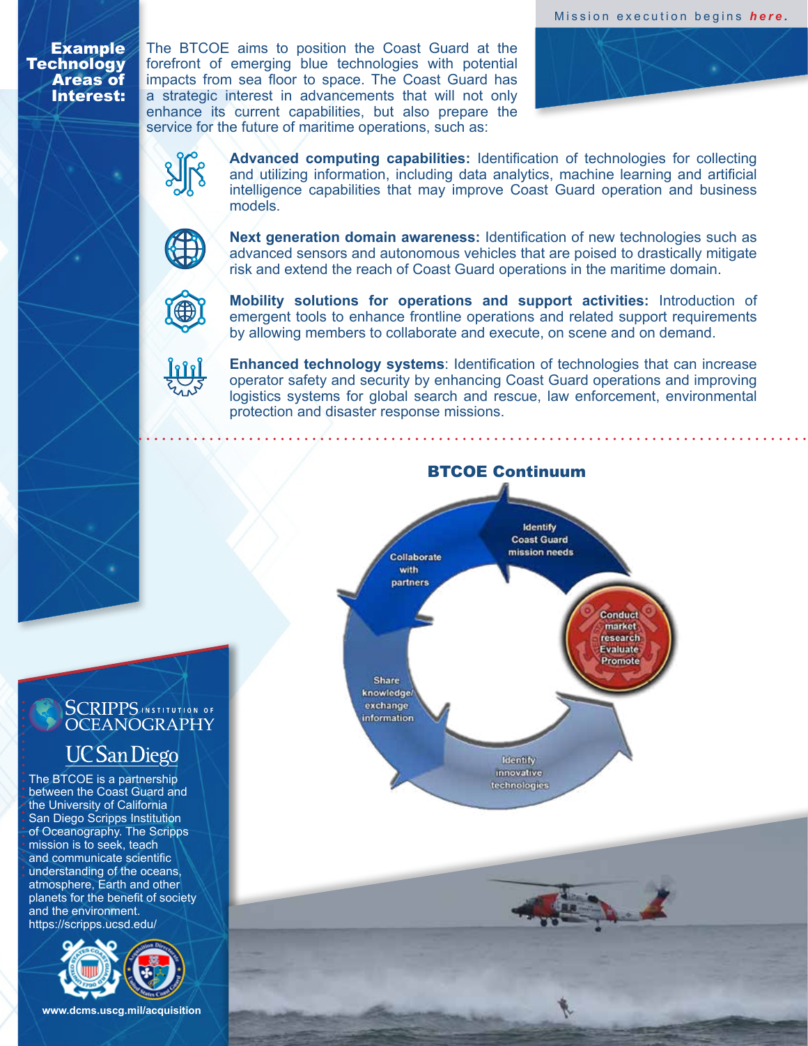Mission execution begins *here*.

## Example Technology Areas of Interest:

The BTCOE aims to position the Coast Guard at the forefront of emerging blue technologies with potential impacts from sea floor to space. The Coast Guard has a strategic interest in advancements that will not only enhance its current capabilities, but also prepare the service for the future of maritime operations, such as:

**Advanced computing capabilities:** Identification of technologies for collecting and utilizing information, including data analytics, machine learning and artificial intelligence capabilities that may improve Coast Guard operation and business models.

**Next generation domain awareness:** Identification of new technologies such as advanced sensors and autonomous vehicles that are poised to drastically mitigate risk and extend the reach of Coast Guard operations in the maritime domain.

**Mobility solutions for operations and support activities:** Introduction of emergent tools to enhance frontline operations and related support requirements by allowing members to collaborate and execute, on scene and on demand.

**Enhanced technology systems**: Identification of technologies that can increase operator safety and security by enhancing Coast Guard operations and improving logistics systems for global search and rescue, law enforcement, environmental protection and disaster response missions.

## BTCOE Continuum

Identify Coast Guard mission needs

Conduct market research
Evaluate
Promote

Identify innovative technologies

Share knowledge/ exchange information

Collaborate with partners

SCRIPPS INSTITUTION OF OCEANOGRAPHY

UC San Diego

The BTCOE is a partnership between the Coast Guard and the University of California San Diego Scripps Institution of Oceanography. The Scripps mission is to seek, teach and communicate scientific understanding of the oceans, atmosphere, Earth and other planets for the benefit of society and the environment.
https://scripps.ucsd.edu/

www.dcms.uscg.mil/acquisition